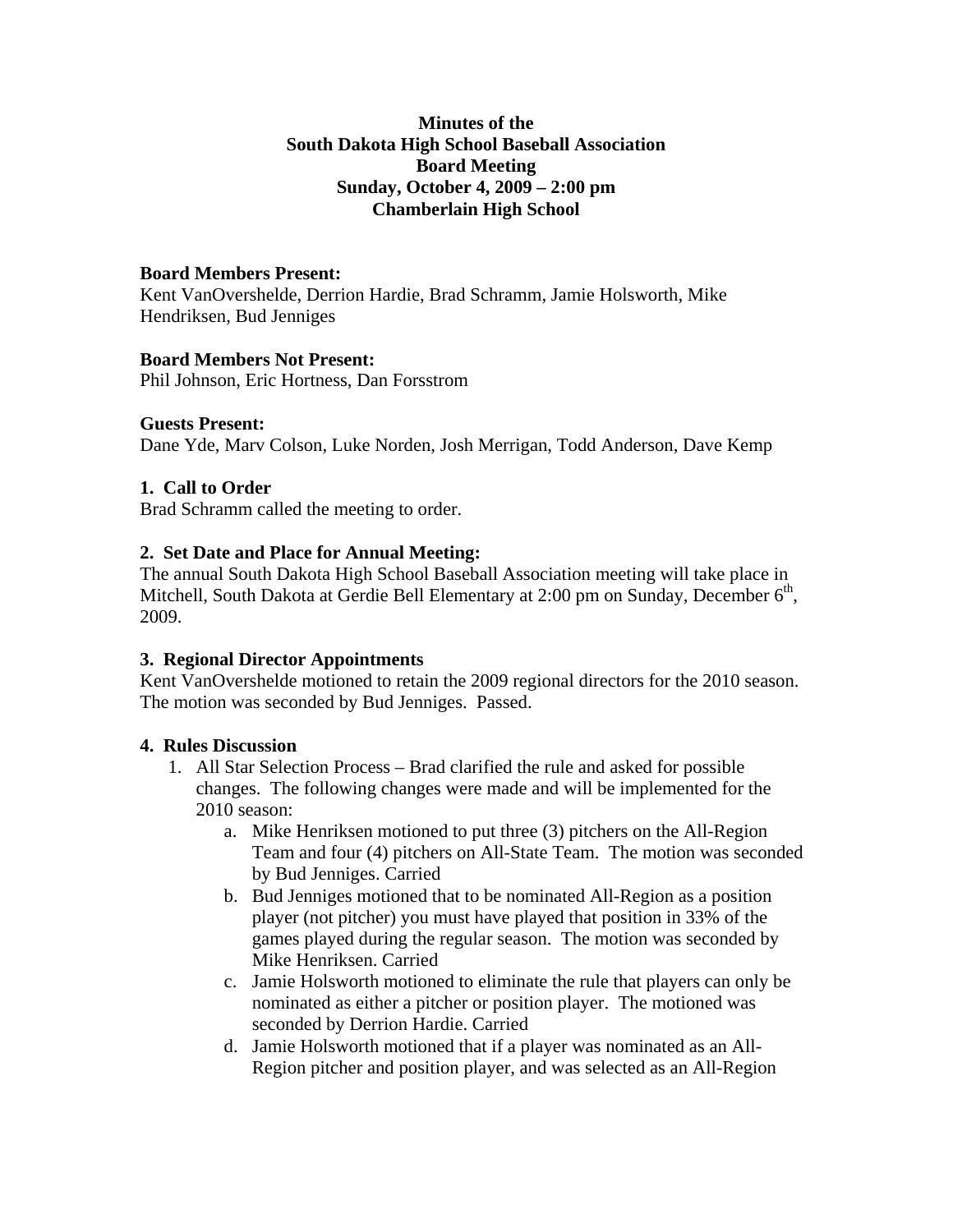**Minutes of the**
**South Dakota High School Baseball Association**
**Board Meeting**
**Sunday, October 4, 2009 – 2:00 pm**
**Chamberlain High School**

**Board Members Present:**
Kent VanOvershelde, Derrion Hardie, Brad Schramm, Jamie Holsworth, Mike Hendriksen, Bud Jenniges

**Board Members Not Present:**
Phil Johnson, Eric Hortness, Dan Forsstrom

**Guests Present:**
Dane Yde, Marv Colson, Luke Norden, Josh Merrigan, Todd Anderson, Dave Kemp

### 1. Call to Order

Brad Schramm called the meeting to order.

### 2. Set Date and Place for Annual Meeting:

The annual South Dakota High School Baseball Association meeting will take place in Mitchell, South Dakota at Gerdie Bell Elementary at 2:00 pm on Sunday, December 6th, 2009.

### 3. Regional Director Appointments

Kent VanOvershelde motioned to retain the 2009 regional directors for the 2010 season. The motion was seconded by Bud Jenniges. Passed.

### 4. Rules Discussion

1. All Star Selection Process – Brad clarified the rule and asked for possible changes. The following changes were made and will be implemented for the 2010 season:
   a. Mike Henriksen motioned to put three (3) pitchers on the All-Region Team and four (4) pitchers on All-State Team. The motion was seconded by Bud Jenniges. Carried
   b. Bud Jenniges motioned that to be nominated All-Region as a position player (not pitcher) you must have played that position in 33% of the games played during the regular season. The motion was seconded by Mike Henriksen. Carried
   c. Jamie Holsworth motioned to eliminate the rule that players can only be nominated as either a pitcher or position player. The motioned was seconded by Derrion Hardie. Carried
   d. Jamie Holsworth motioned that if a player was nominated as an All-Region pitcher and position player, and was selected as an All-Region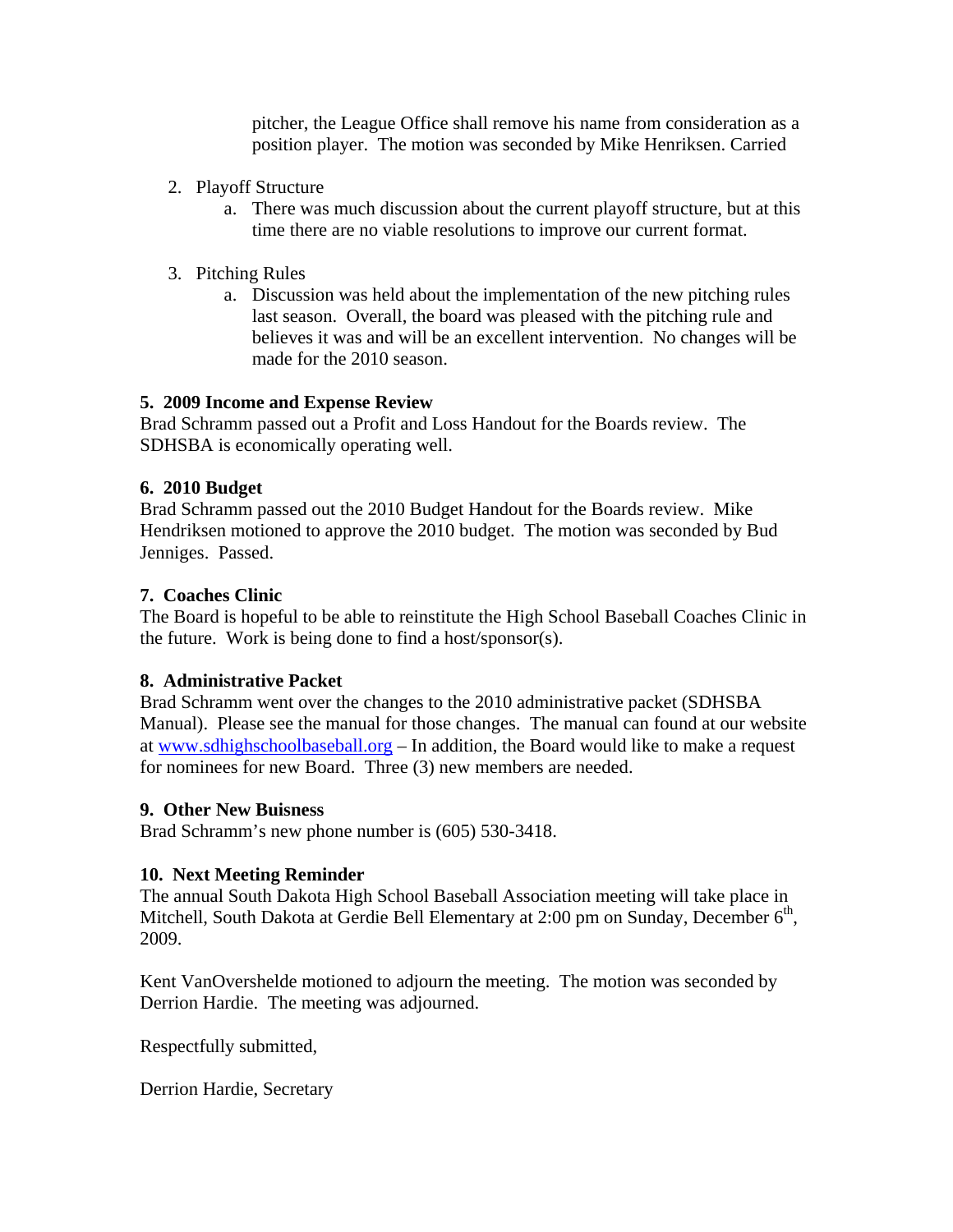pitcher, the League Office shall remove his name from consideration as a position player. The motion was seconded by Mike Henriksen. Carried

2. Playoff Structure
   a. There was much discussion about the current playoff structure, but at this time there are no viable resolutions to improve our current format.

3. Pitching Rules
   a. Discussion was held about the implementation of the new pitching rules last season. Overall, the board was pleased with the pitching rule and believes it was and will be an excellent intervention. No changes will be made for the 2010 season.

**5. 2009 Income and Expense Review**

Brad Schramm passed out a Profit and Loss Handout for the Boards review. The SDHSBA is economically operating well.

**6. 2010 Budget**

Brad Schramm passed out the 2010 Budget Handout for the Boards review. Mike Hendriksen motioned to approve the 2010 budget. The motion was seconded by Bud Jenniges. Passed.

**7. Coaches Clinic**

The Board is hopeful to be able to reinstitute the High School Baseball Coaches Clinic in the future. Work is being done to find a host/sponsor(s).

**8. Administrative Packet**

Brad Schramm went over the changes to the 2010 administrative packet (SDHSBA Manual). Please see the manual for those changes. The manual can found at our website at www.sdhighschoolbaseball.org – In addition, the Board would like to make a request for nominees for new Board. Three (3) new members are needed.

**9. Other New Buisness**

Brad Schramm's new phone number is (605) 530-3418.

**10. Next Meeting Reminder**

The annual South Dakota High School Baseball Association meeting will take place in Mitchell, South Dakota at Gerdie Bell Elementary at 2:00 pm on Sunday, December 6th, 2009.

Kent VanOvershelde motioned to adjourn the meeting. The motion was seconded by Derrion Hardie. The meeting was adjourned.

Respectfully submitted,

Derrion Hardie, Secretary